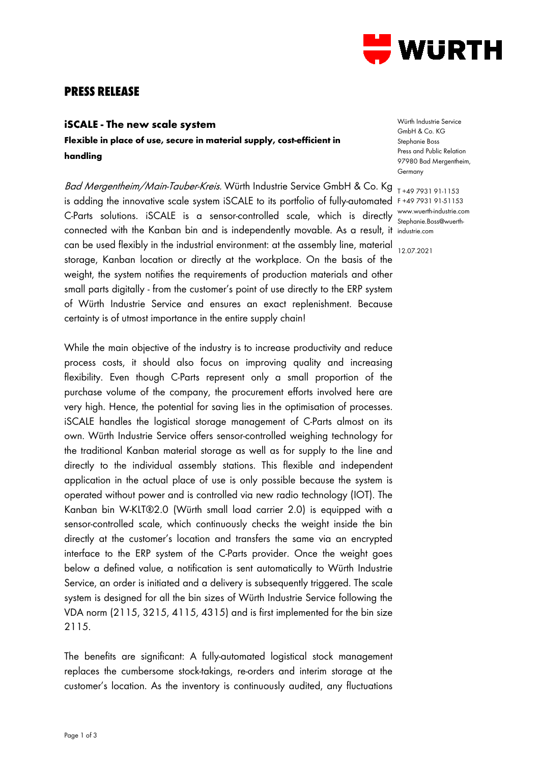# PRESS RELEASE

## iSCALE - The new scale system

### Flexible in place of use, secure in material supply, cost-efficient in handling

Würth Industrie Service GmbH & Co. KG
Stephanie Boss
Press and Public Relation
97980 Bad Mergentheim, Germany

T +49 7931 91-1153
F +49 7931 91-51153
www.wuerth-industrie.com
Stephanie.Boss@wuerth-industrie.com

12.07.2021

*Bad Mergentheim/Main-Tauber-Kreis.* Würth Industrie Service GmbH & Co. Kg is adding the innovative scale system iSCALE to its portfolio of fully-automated C-Parts solutions. iSCALE is a sensor-controlled scale, which is directly connected with the Kanban bin and is independently movable. As a result, it can be used flexibly in the industrial environment: at the assembly line, material storage, Kanban location or directly at the workplace. On the basis of the weight, the system notifies the requirements of production materials and other small parts digitally - from the customer's point of use directly to the ERP system of Würth Industrie Service and ensures an exact replenishment. Because certainty is of utmost importance in the entire supply chain!

While the main objective of the industry is to increase productivity and reduce process costs, it should also focus on improving quality and increasing flexibility. Even though C-Parts represent only a small proportion of the purchase volume of the company, the procurement efforts involved here are very high. Hence, the potential for saving lies in the optimisation of processes. iSCALE handles the logistical storage management of C-Parts almost on its own. Würth Industrie Service offers sensor-controlled weighing technology for the traditional Kanban material storage as well as for supply to the line and directly to the individual assembly stations. This flexible and independent application in the actual place of use is only possible because the system is operated without power and is controlled via new radio technology (IOT). The Kanban bin W-KLT®2.0 (Würth small load carrier 2.0) is equipped with a sensor-controlled scale, which continuously checks the weight inside the bin directly at the customer's location and transfers the same via an encrypted interface to the ERP system of the C-Parts provider. Once the weight goes below a defined value, a notification is sent automatically to Würth Industrie Service, an order is initiated and a delivery is subsequently triggered. The scale system is designed for all the bin sizes of Würth Industrie Service following the VDA norm (2115, 3215, 4115, 4315) and is first implemented for the bin size 2115.

The benefits are significant: A fully-automated logistical stock management replaces the cumbersome stock-takings, re-orders and interim storage at the customer's location. As the inventory is continuously audited, any fluctuations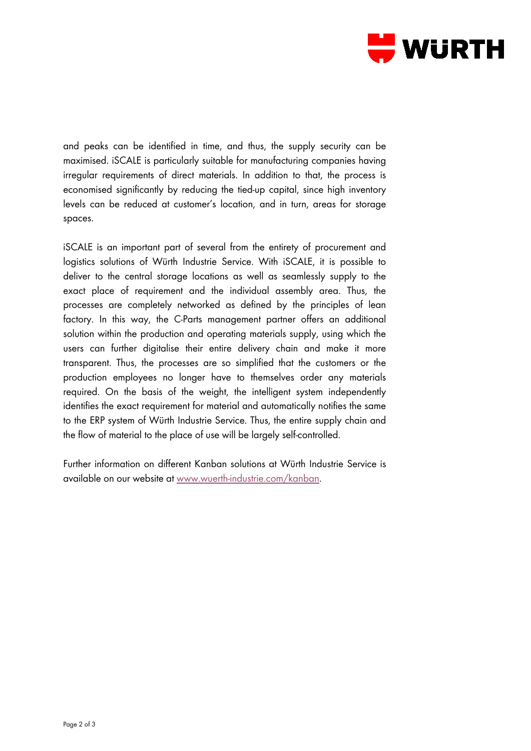and peaks can be identified in time, and thus, the supply security can be maximised. iSCALE is particularly suitable for manufacturing companies having irregular requirements of direct materials. In addition to that, the process is economised significantly by reducing the tied-up capital, since high inventory levels can be reduced at customer's location, and in turn, areas for storage spaces.

iSCALE is an important part of several from the entirety of procurement and logistics solutions of Würth Industrie Service. With iSCALE, it is possible to deliver to the central storage locations as well as seamlessly supply to the exact place of requirement and the individual assembly area. Thus, the processes are completely networked as defined by the principles of lean factory. In this way, the C-Parts management partner offers an additional solution within the production and operating materials supply, using which the users can further digitalise their entire delivery chain and make it more transparent. Thus, the processes are so simplified that the customers or the production employees no longer have to themselves order any materials required. On the basis of the weight, the intelligent system independently identifies the exact requirement for material and automatically notifies the same to the ERP system of Würth Industrie Service. Thus, the entire supply chain and the flow of material to the place of use will be largely self-controlled.

Further information on different Kanban solutions at Würth Industrie Service is available on our website at [www.wuerth-industrie.com/kanban](http://www.wuerth-industrie.com/kanban).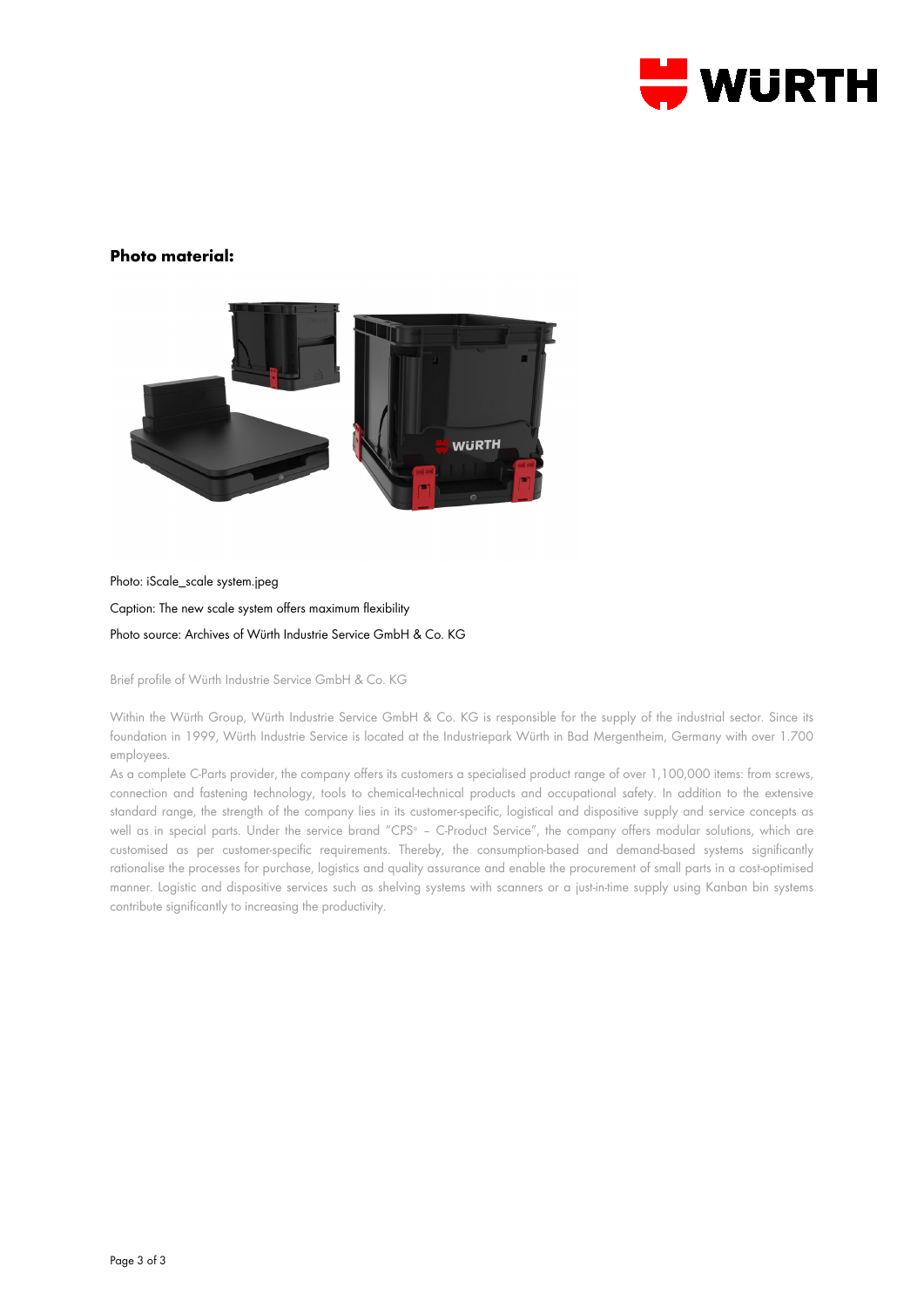**Photo material:**

Photo: iScale_scale system.jpeg

Caption: The new scale system offers maximum flexibility

Photo source: Archives of Würth Industrie Service GmbH & Co. KG

Brief profile of Würth Industrie Service GmbH & Co. KG

Within the Würth Group, Würth Industrie Service GmbH & Co. KG is responsible for the supply of the industrial sector. Since its foundation in 1999, Würth Industrie Service is located at the Industriepark Würth in Bad Mergentheim, Germany with over 1.700 employees.

As a complete C-Parts provider, the company offers its customers a specialised product range of over 1,100,000 items: from screws, connection and fastening technology, tools to chemical-technical products and occupational safety. In addition to the extensive standard range, the strength of the company lies in its customer-specific, logistical and dispositive supply and service concepts as well as in special parts. Under the service brand "CPS® – C-Product Service", the company offers modular solutions, which are customised as per customer-specific requirements. Thereby, the consumption-based and demand-based systems significantly rationalise the processes for purchase, logistics and quality assurance and enable the procurement of small parts in a cost-optimised manner. Logistic and dispositive services such as shelving systems with scanners or a just-in-time supply using Kanban bin systems contribute significantly to increasing the productivity.